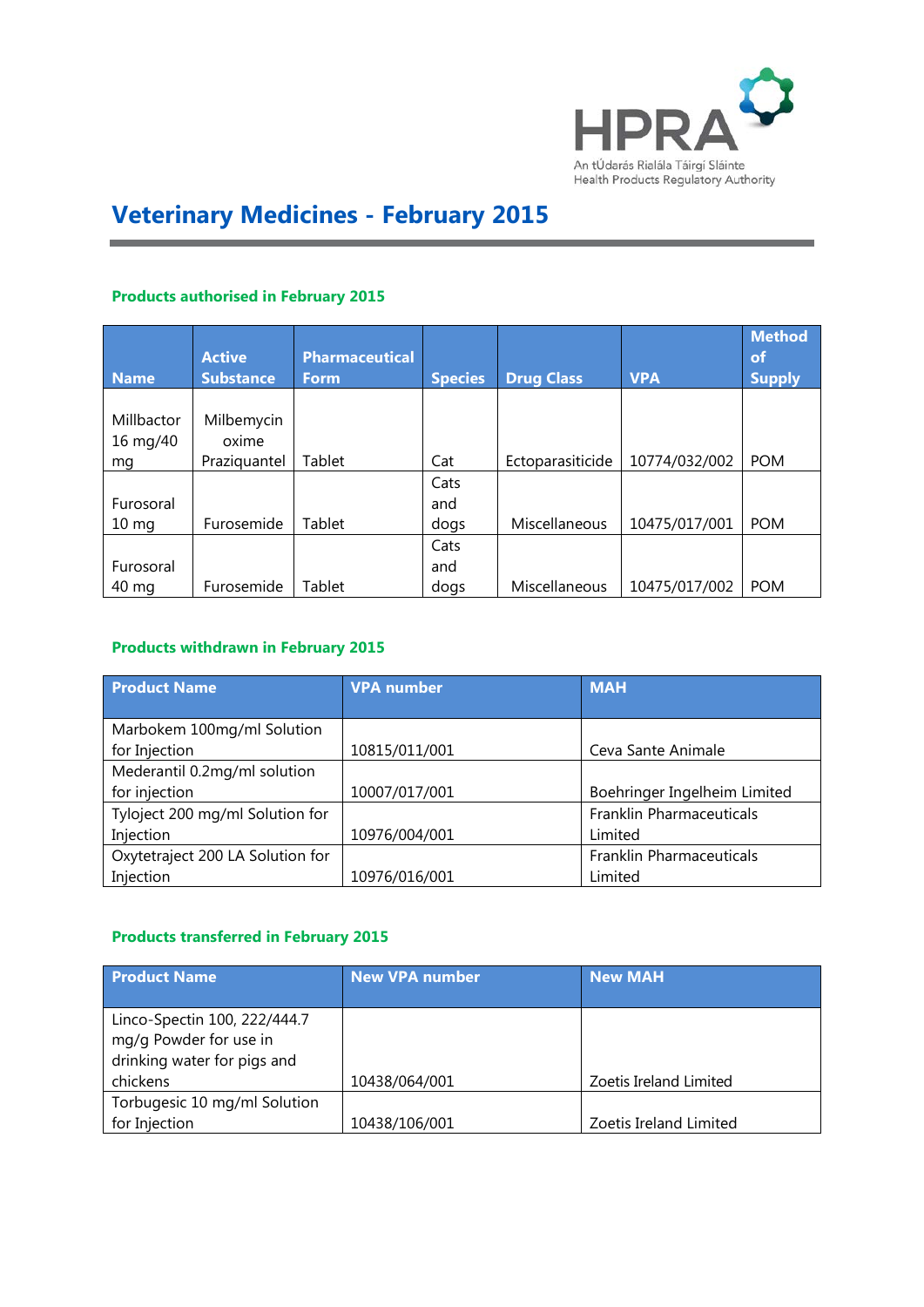# Veterinary Medicines - February 2015

### Products authorised in February 2015

| Name | Active Substance | Pharmaceutical Form | Species | Drug Class | VPA | Method of Supply |
|---|---|---|---|---|---|---|
| Millbactor 16 mg/40 mg | Milbemycin oxime Praziquantel | Tablet | Cat | Ectoparasiticide | 10774/032/002 | POM |
| Furosoral 10 mg | Furosemide | Tablet | Cats and dogs | Miscellaneous | 10475/017/001 | POM |
| Furosoral 40 mg | Furosemide | Tablet | Cats and dogs | Miscellaneous | 10475/017/002 | POM |

### Products withdrawn in February 2015

| Product Name | VPA number | MAH |
|---|---|---|
| Marbokem 100mg/ml Solution for Injection | 10815/011/001 | Ceva Sante Animale |
| Mederantil 0.2mg/ml solution for injection | 10007/017/001 | Boehringer Ingelheim Limited |
| Tyloject 200 mg/ml Solution for Injection | 10976/004/001 | Franklin Pharmaceuticals Limited |
| Oxytetraject 200 LA Solution for Injection | 10976/016/001 | Franklin Pharmaceuticals Limited |

### Products transferred in February 2015

| Product Name | New VPA number | New MAH |
|---|---|---|
| Linco-Spectin 100, 222/444.7 mg/g Powder for use in drinking water for pigs and chickens | 10438/064/001 | Zoetis Ireland Limited |
| Torbugesic 10 mg/ml Solution for Injection | 10438/106/001 | Zoetis Ireland Limited |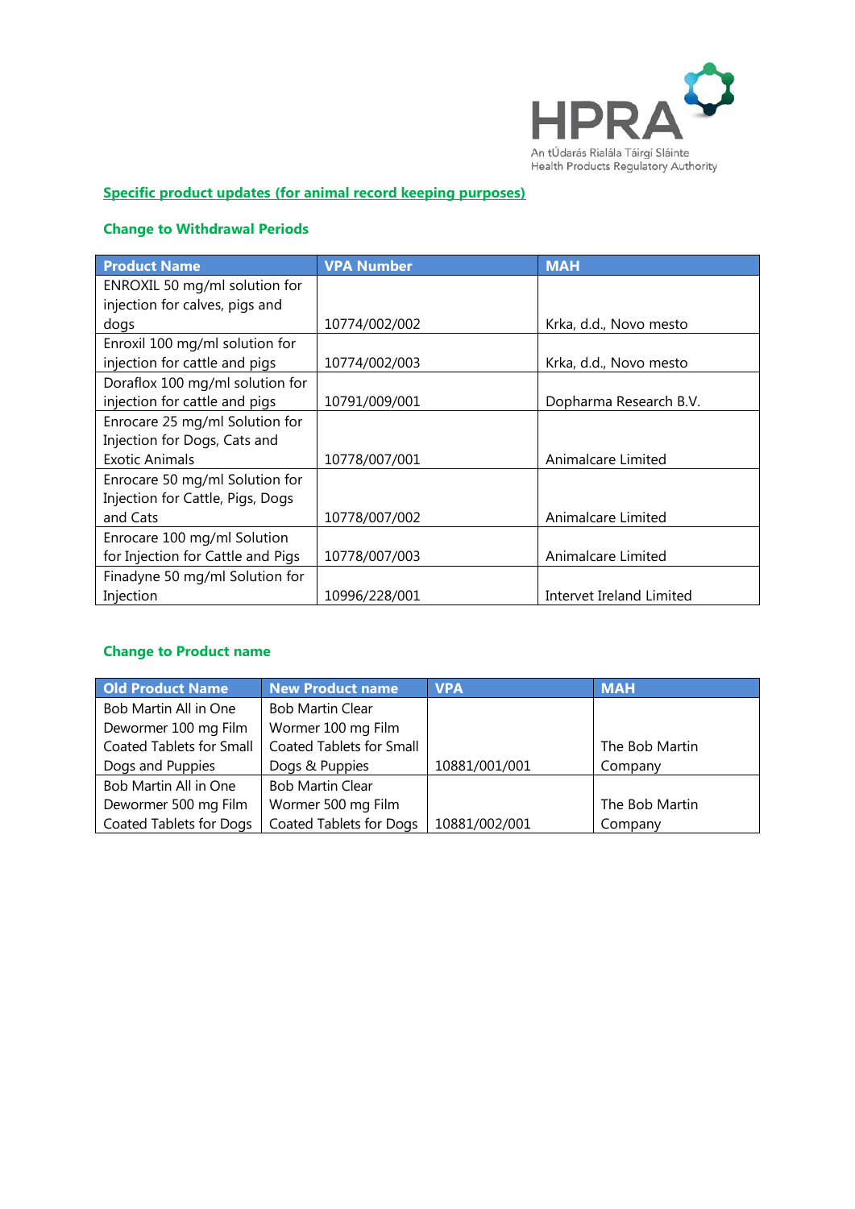## Specific product updates (for animal record keeping purposes)

### Change to Withdrawal Periods

| Product Name | VPA Number | MAH |
|---|---|---|
| ENROXIL 50 mg/ml solution for injection for calves, pigs and dogs | 10774/002/002 | Krka, d.d., Novo mesto |
| Enroxil 100 mg/ml solution for injection for cattle and pigs | 10774/002/003 | Krka, d.d., Novo mesto |
| Doraflox 100 mg/ml solution for injection for cattle and pigs | 10791/009/001 | Dopharma Research B.V. |
| Enrocare 25 mg/ml Solution for Injection for Dogs, Cats and Exotic Animals | 10778/007/001 | Animalcare Limited |
| Enrocare 50 mg/ml Solution for Injection for Cattle, Pigs, Dogs and Cats | 10778/007/002 | Animalcare Limited |
| Enrocare 100 mg/ml Solution for Injection for Cattle and Pigs | 10778/007/003 | Animalcare Limited |
| Finadyne 50 mg/ml Solution for Injection | 10996/228/001 | Intervet Ireland Limited |

### Change to Product name

| Old Product Name | New Product name | VPA | MAH |
|---|---|---|---|
| Bob Martin All in One Dewormer 100 mg Film Coated Tablets for Small Dogs and Puppies | Bob Martin Clear Wormer 100 mg Film Coated Tablets for Small Dogs & Puppies | 10881/001/001 | The Bob Martin Company |
| Bob Martin All in One Dewormer 500 mg Film Coated Tablets for Dogs | Bob Martin Clear Wormer 500 mg Film Coated Tablets for Dogs | 10881/002/001 | The Bob Martin Company |